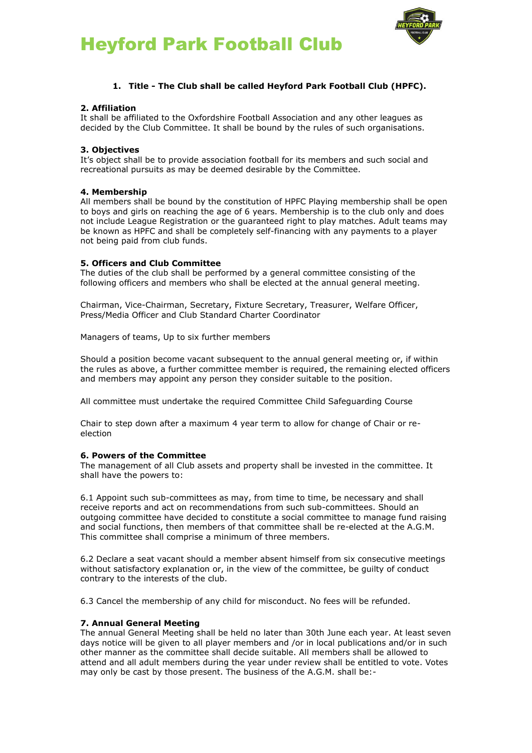# Heyford Park Football Club

1. **Title - The Club shall be called Heyford Park Football Club (HPFC).**

**2. Affiliation**
It shall be affiliated to the Oxfordshire Football Association and any other leagues as decided by the Club Committee. It shall be bound by the rules of such organisations.

**3. Objectives**
It's object shall be to provide association football for its members and such social and recreational pursuits as may be deemed desirable by the Committee.

**4. Membership**
All members shall be bound by the constitution of HPFC Playing membership shall be open to boys and girls on reaching the age of 6 years. Membership is to the club only and does not include League Registration or the guaranteed right to play matches. Adult teams may be known as HPFC and shall be completely self-financing with any payments to a player not being paid from club funds.

**5. Officers and Club Committee**
The duties of the club shall be performed by a general committee consisting of the following officers and members who shall be elected at the annual general meeting.

Chairman, Vice-Chairman, Secretary, Fixture Secretary, Treasurer, Welfare Officer, Press/Media Officer and Club Standard Charter Coordinator

Managers of teams, Up to six further members

Should a position become vacant subsequent to the annual general meeting or, if within the rules as above, a further committee member is required, the remaining elected officers and members may appoint any person they consider suitable to the position.

All committee must undertake the required Committee Child Safeguarding Course

Chair to step down after a maximum 4 year term to allow for change of Chair or re-election

**6. Powers of the Committee**
The management of all Club assets and property shall be invested in the committee. It shall have the powers to:

6.1 Appoint such sub-committees as may, from time to time, be necessary and shall receive reports and act on recommendations from such sub-committees. Should an outgoing committee have decided to constitute a social committee to manage fund raising and social functions, then members of that committee shall be re-elected at the A.G.M. This committee shall comprise a minimum of three members.

6.2 Declare a seat vacant should a member absent himself from six consecutive meetings without satisfactory explanation or, in the view of the committee, be guilty of conduct contrary to the interests of the club.

6.3 Cancel the membership of any child for misconduct. No fees will be refunded.

**7. Annual General Meeting**
The annual General Meeting shall be held no later than 30th June each year. At least seven days notice will be given to all player members and /or in local publications and/or in such other manner as the committee shall decide suitable. All members shall be allowed to attend and all adult members during the year under review shall be entitled to vote. Votes may only be cast by those present. The business of the A.G.M. shall be:-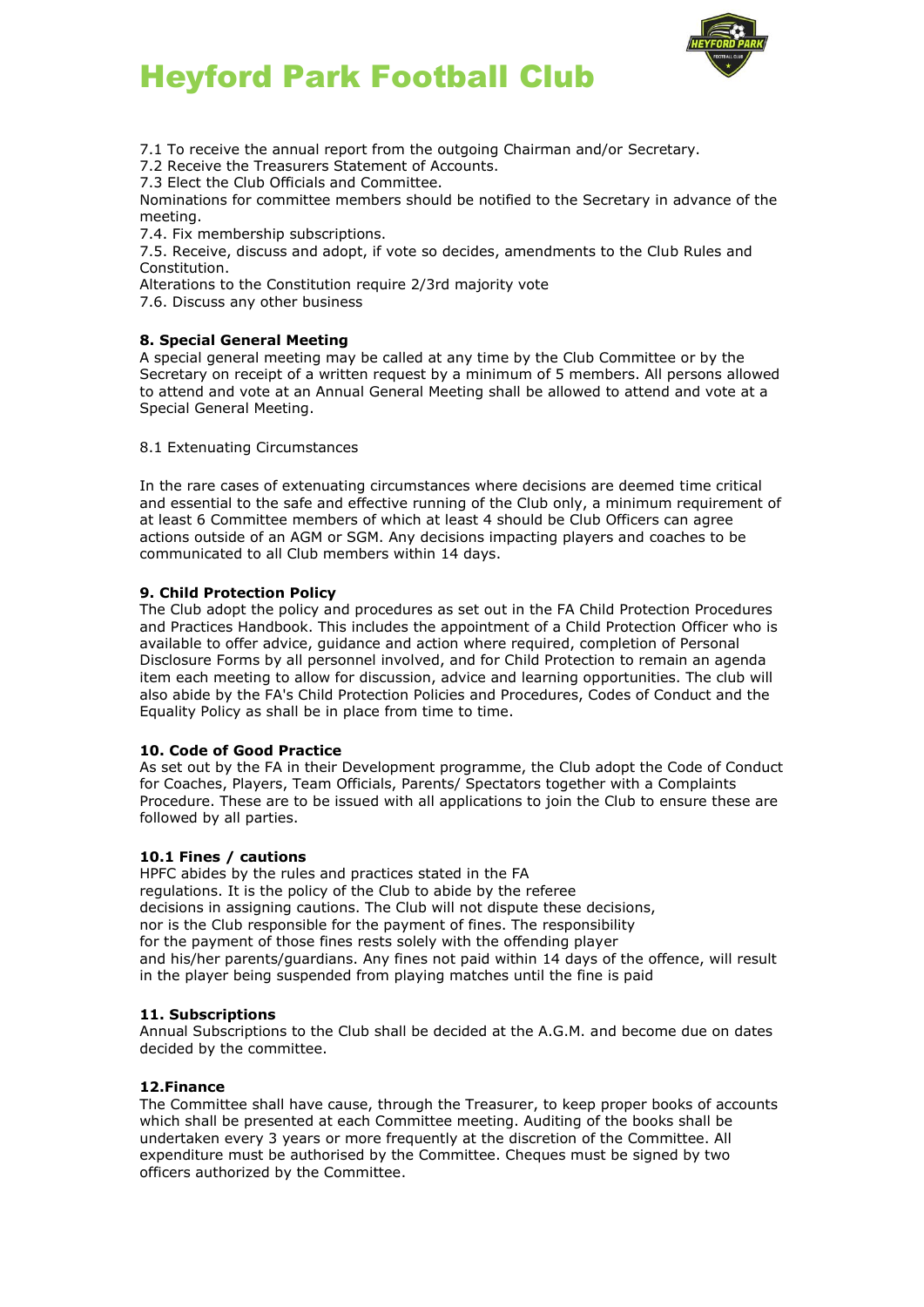7.1 To receive the annual report from the outgoing Chairman and/or Secretary.
7.2 Receive the Treasurers Statement of Accounts.
7.3 Elect the Club Officials and Committee.
Nominations for committee members should be notified to the Secretary in advance of the meeting.
7.4. Fix membership subscriptions.
7.5. Receive, discuss and adopt, if vote so decides, amendments to the Club Rules and Constitution.
Alterations to the Constitution require 2/3rd majority vote
7.6. Discuss any other business

**8. Special General Meeting**
A special general meeting may be called at any time by the Club Committee or by the Secretary on receipt of a written request by a minimum of 5 members. All persons allowed to attend and vote at an Annual General Meeting shall be allowed to attend and vote at a Special General Meeting.

8.1 Extenuating Circumstances

In the rare cases of extenuating circumstances where decisions are deemed time critical and essential to the safe and effective running of the Club only, a minimum requirement of at least 6 Committee members of which at least 4 should be Club Officers can agree actions outside of an AGM or SGM. Any decisions impacting players and coaches to be communicated to all Club members within 14 days.

**9. Child Protection Policy**
The Club adopt the policy and procedures as set out in the FA Child Protection Procedures and Practices Handbook. This includes the appointment of a Child Protection Officer who is available to offer advice, guidance and action where required, completion of Personal Disclosure Forms by all personnel involved, and for Child Protection to remain an agenda item each meeting to allow for discussion, advice and learning opportunities. The club will also abide by the FA's Child Protection Policies and Procedures, Codes of Conduct and the Equality Policy as shall be in place from time to time.

**10. Code of Good Practice**
As set out by the FA in their Development programme, the Club adopt the Code of Conduct for Coaches, Players, Team Officials, Parents/ Spectators together with a Complaints Procedure. These are to be issued with all applications to join the Club to ensure these are followed by all parties.

**10.1 Fines / cautions**
HPFC abides by the rules and practices stated in the FA regulations. It is the policy of the Club to abide by the referee decisions in assigning cautions. The Club will not dispute these decisions, nor is the Club responsible for the payment of fines. The responsibility for the payment of those fines rests solely with the offending player and his/her parents/guardians. Any fines not paid within 14 days of the offence, will result in the player being suspended from playing matches until the fine is paid

**11. Subscriptions**
Annual Subscriptions to the Club shall be decided at the A.G.M. and become due on dates decided by the committee.

**12.Finance**
The Committee shall have cause, through the Treasurer, to keep proper books of accounts which shall be presented at each Committee meeting. Auditing of the books shall be undertaken every 3 years or more frequently at the discretion of the Committee. All expenditure must be authorised by the Committee. Cheques must be signed by two officers authorized by the Committee.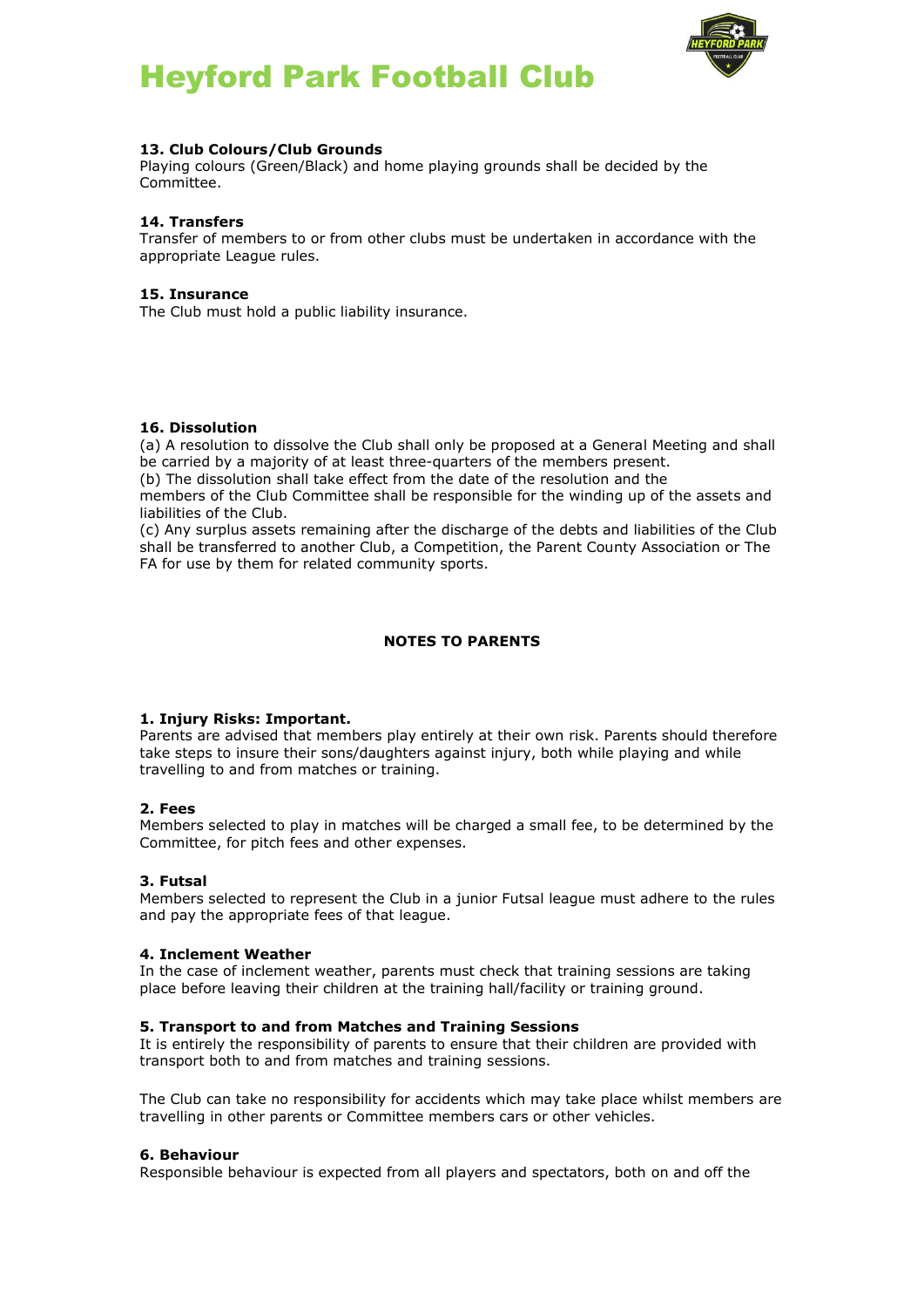**13. Club Colours/Club Grounds**
Playing colours (Green/Black) and home playing grounds shall be decided by the Committee.

**14. Transfers**
Transfer of members to or from other clubs must be undertaken in accordance with the appropriate League rules.

**15. Insurance**
The Club must hold a public liability insurance.

**16. Dissolution**
(a) A resolution to dissolve the Club shall only be proposed at a General Meeting and shall be carried by a majority of at least three-quarters of the members present.
(b) The dissolution shall take effect from the date of the resolution and the members of the Club Committee shall be responsible for the winding up of the assets and liabilities of the Club.
(c) Any surplus assets remaining after the discharge of the debts and liabilities of the Club shall be transferred to another Club, a Competition, the Parent County Association or The FA for use by them for related community sports.

**NOTES TO PARENTS**

**1. Injury Risks: Important.**
Parents are advised that members play entirely at their own risk. Parents should therefore take steps to insure their sons/daughters against injury, both while playing and while travelling to and from matches or training.

**2. Fees**
Members selected to play in matches will be charged a small fee, to be determined by the Committee, for pitch fees and other expenses.

**3. Futsal**
Members selected to represent the Club in a junior Futsal league must adhere to the rules and pay the appropriate fees of that league.

**4. Inclement Weather**
In the case of inclement weather, parents must check that training sessions are taking place before leaving their children at the training hall/facility or training ground.

**5. Transport to and from Matches and Training Sessions**
It is entirely the responsibility of parents to ensure that their children are provided with transport both to and from matches and training sessions.

The Club can take no responsibility for accidents which may take place whilst members are travelling in other parents or Committee members cars or other vehicles.

**6. Behaviour**
Responsible behaviour is expected from all players and spectators, both on and off the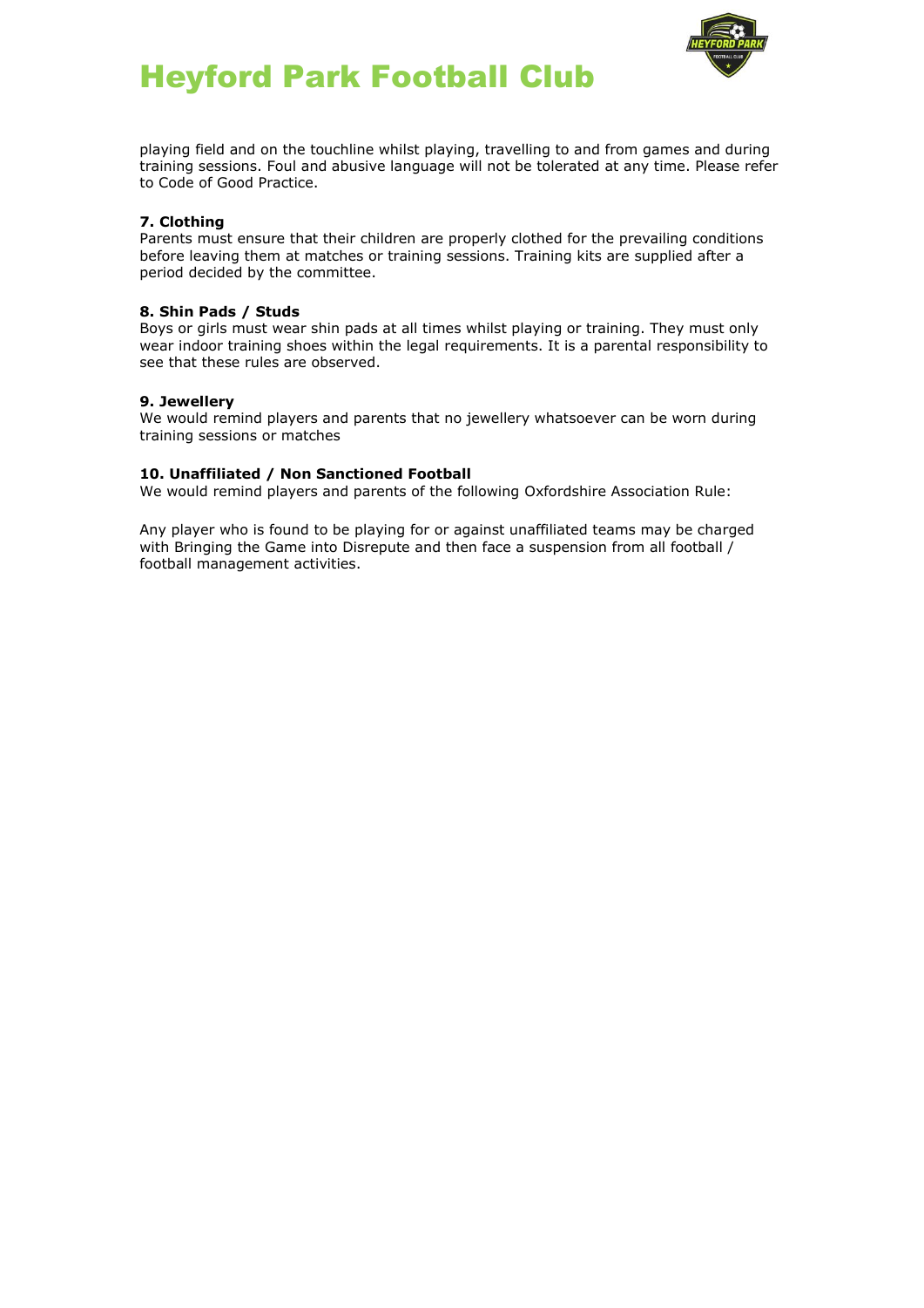playing field and on the touchline whilst playing, travelling to and from games and during training sessions. Foul and abusive language will not be tolerated at any time. Please refer to Code of Good Practice.

**7. Clothing**
Parents must ensure that their children are properly clothed for the prevailing conditions before leaving them at matches or training sessions. Training kits are supplied after a period decided by the committee.

**8. Shin Pads / Studs**
Boys or girls must wear shin pads at all times whilst playing or training. They must only wear indoor training shoes within the legal requirements. It is a parental responsibility to see that these rules are observed.

**9. Jewellery**
We would remind players and parents that no jewellery whatsoever can be worn during training sessions or matches

**10. Unaffiliated / Non Sanctioned Football**
We would remind players and parents of the following Oxfordshire Association Rule:

Any player who is found to be playing for or against unaffiliated teams may be charged with Bringing the Game into Disrepute and then face a suspension from all football / football management activities.